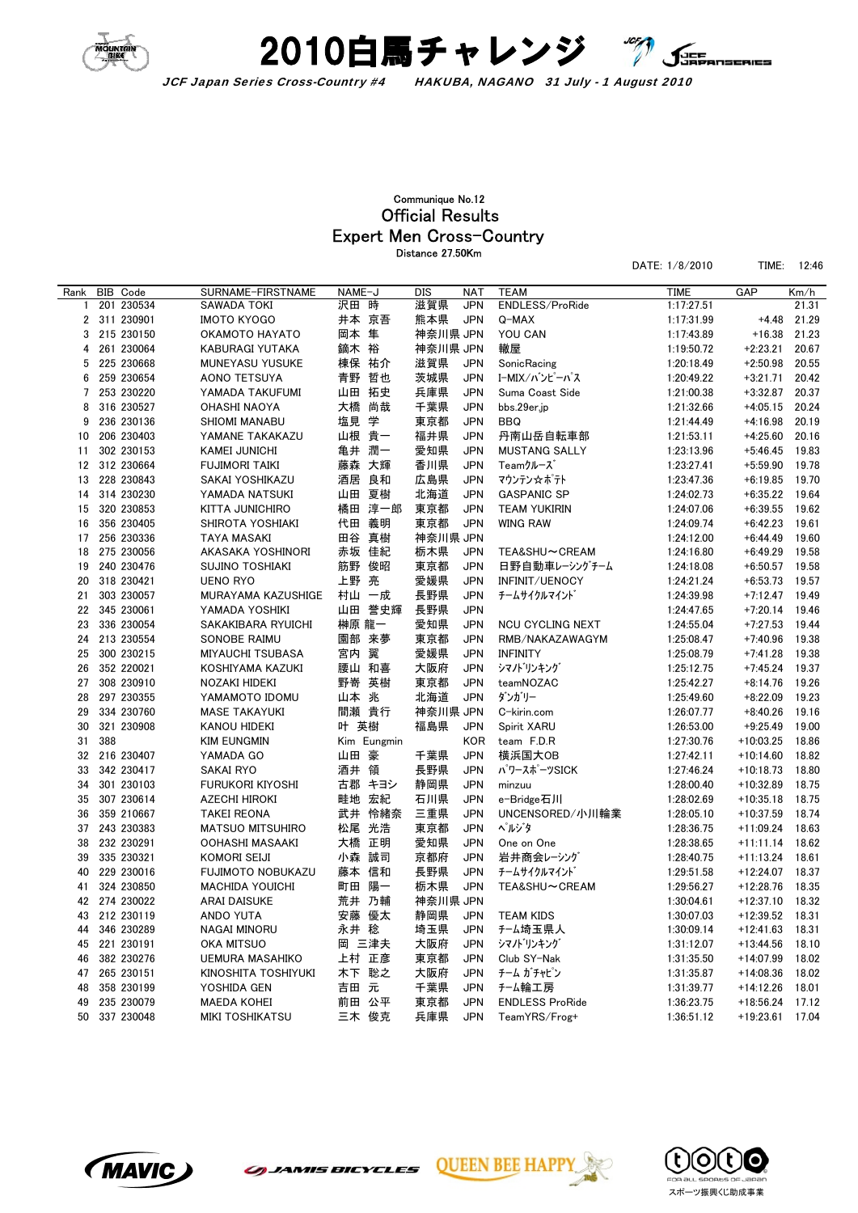# 2010白馬チャレンジ

*JCF Japan Series Cross-Country #4　HAKUBA, NAGANO　31 July - 1 August 2010*

Communique No.12

## Official Results

## Expert Men Cross-Country

Distance 27.50Km

DATE: 1/8/2010　TIME: 12:46

| Rank | BIB | Code | SURNAME-FIRSTNAME | NAME-J | DIS | NAT | TEAM | TIME | GAP | Km/h |
|---|---|---|---|---|---|---|---|---|---|---|
| 1 | 201 | 230534 | SAWADA TOKI | 沢田 時 | 滋賀県 | JPN | ENDLESS/ProRide | 1:17:27.51 | | 21.31 |
| 2 | 311 | 230901 | IMOTO KYOGO | 井本 京吾 | 熊本県 | JPN | Q-MAX | 1:17:31.99 | +4.48 | 21.29 |
| 3 | 215 | 230150 | OKAMOTO HAYATO | 岡本 隼 | 神奈川県 | JPN | YOU CAN | 1:17:43.89 | +16.38 | 21.23 |
| 4 | 261 | 230064 | KABURAGI YUTAKA | 鏑木 裕 | 神奈川県 | JPN | 轍屋 | 1:19:50.72 | +2:23.21 | 20.67 |
| 5 | 225 | 230668 | MUNEYASU YUSUKE | 棟保 祐介 | 滋賀県 | JPN | SonicRacing | 1:20:18.49 | +2:50.98 | 20.55 |
| 6 | 259 | 230654 | AONO TETSUYA | 青野 哲也 | 茨城県 | JPN | I-MIX/バンピーパス | 1:20:49.22 | +3:21.71 | 20.42 |
| 7 | 253 | 230220 | YAMADA TAKUFUMI | 山田 拓史 | 兵庫県 | JPN | Suma Coast Side | 1:21:00.38 | +3:32.87 | 20.37 |
| 8 | 316 | 230527 | OHASHI NAOYA | 大橋 尚哉 | 千葉県 | JPN | bbs.29er.jp | 1:21:32.66 | +4:05.15 | 20.24 |
| 9 | 236 | 230136 | SHIOMI MANABU | 塩見 学 | 東京都 | JPN | BBQ | 1:21:44.49 | +4:16.98 | 20.19 |
| 10 | 206 | 230403 | YAMANE TAKAKAZU | 山根 貴一 | 福井県 | JPN | 丹南山岳自転車部 | 1:21:53.11 | +4:25.60 | 20.16 |
| 11 | 302 | 230153 | KAMEI JUNICHI | 亀井 潤一 | 愛知県 | JPN | MUSTANG SALLY | 1:23:13.96 | +5:46.45 | 19.83 |
| 12 | 312 | 230664 | FUJIMORI TAIKI | 藤森 大輝 | 香川県 | JPN | Teamクルーズ | 1:23:27.41 | +5:59.90 | 19.78 |
| 13 | 228 | 230843 | SAKAI YOSHIKAZU | 酒居 良和 | 広島県 | JPN | マウンテン☆ポテト | 1:23:47.36 | +6:19.85 | 19.70 |
| 14 | 314 | 230230 | YAMADA NATSUKI | 山田 夏樹 | 北海道 | JPN | GASPANIC SP | 1:24:02.73 | +6:35.22 | 19.64 |
| 15 | 320 | 230853 | KITTA JUNICHIRO | 橘田 淳一郎 | 東京都 | JPN | TEAM YUKIRIN | 1:24:07.06 | +6:39.55 | 19.62 |
| 16 | 356 | 230405 | SHIROTA YOSHIAKI | 代田 義明 | 東京都 | JPN | WING RAW | 1:24:09.74 | +6:42.23 | 19.61 |
| 17 | 256 | 230336 | TAYA MASAKI | 田谷 真樹 | 神奈川県 | JPN | | 1:24:12.00 | +6:44.49 | 19.60 |
| 18 | 275 | 230056 | AKASAKA YOSHINORI | 赤坂 佳紀 | 栃木県 | JPN | TEA&SHU～CREAM | 1:24:16.80 | +6:49.29 | 19.58 |
| 19 | 240 | 230476 | SUJINO TOSHIAKI | 筋野 俊昭 | 東京都 | JPN | 日野自動車レーシングチーム | 1:24:18.08 | +6:50.57 | 19.58 |
| 20 | 318 | 230421 | UENO RYO | 上野 亮 | 愛媛県 | JPN | INFINIT/UENOCY | 1:24:21.24 | +6:53.73 | 19.57 |
| 21 | 303 | 230057 | MURAYAMA KAZUSHIGE | 村山 一成 | 長野県 | JPN | チームサイクルマインド | 1:24:39.98 | +7:12.47 | 19.49 |
| 22 | 345 | 230061 | YAMADA YOSHIKI | 山田 誉史輝 | 長野県 | JPN | | 1:24:47.65 | +7:20.14 | 19.46 |
| 23 | 336 | 230054 | SAKAKIBARA RYUICHI | 榊原 龍一 | 愛知県 | JPN | NCU CYCLING NEXT | 1:24:55.04 | +7:27.53 | 19.44 |
| 24 | 213 | 230554 | SONOBE RAIMU | 園部 来夢 | 東京都 | JPN | RMB/NAKAZAWAGYM | 1:25:08.47 | +7:40.96 | 19.38 |
| 25 | 300 | 230215 | MIYAUCHI TSUBASA | 宮内 翼 | 愛媛県 | JPN | INFINITY | 1:25:08.79 | +7:41.28 | 19.38 |
| 26 | 352 | 220021 | KOSHIYAMA KAZUKI | 腰山 和喜 | 大阪府 | JPN | シマノドリンキング | 1:25:12.75 | +7:45.24 | 19.37 |
| 27 | 308 | 230910 | NOZAKI HIDEKI | 野嵜 英樹 | 東京都 | JPN | teamNOZAC | 1:25:42.27 | +8:14.76 | 19.26 |
| 28 | 297 | 230355 | YAMAMOTO IDOMU | 山本 兆 | 北海道 | JPN | ダンガリー | 1:25:49.60 | +8:22.09 | 19.23 |
| 29 | 334 | 230760 | MASE TAKAYUKI | 間瀬 貴行 | 神奈川県 | JPN | C-kirin.com | 1:26:07.77 | +8:40.26 | 19.16 |
| 30 | 321 | 230908 | KANOU HIDEKI | 叶 英樹 | 福島県 | JPN | Spirit XARU | 1:26:53.00 | +9:25.49 | 19.00 |
| 31 | 388 | | KIM EUNGMIN | Kim Eungmin | | KOR | team F.D.R | 1:27:30.76 | +10:03.25 | 18.86 |
| 32 | 216 | 230407 | YAMADA GO | 山田 豪 | 千葉県 | JPN | 横浜国大OB | 1:27:42.11 | +10:14.60 | 18.82 |
| 33 | 342 | 230417 | SAKAI RYO | 酒井 領 | 長野県 | JPN | パワースポーツSICK | 1:27:46.24 | +10:18.73 | 18.80 |
| 34 | 301 | 230103 | FURUKORI KIYOSHI | 古郡 キヨシ | 静岡県 | JPN | minzuu | 1:28:00.40 | +10:32.89 | 18.75 |
| 35 | 307 | 230614 | AZECHI HIROKI | 畦地 宏紀 | 石川県 | JPN | e-Bridge石川 | 1:28:02.69 | +10:35.18 | 18.75 |
| 36 | 359 | 210667 | TAKEI REONA | 武井 怜緒奈 | 三重県 | JPN | UNCENSORED/小川輪業 | 1:28:05.10 | +10:37.59 | 18.74 |
| 37 | 243 | 230383 | MATSUO MITSUHIRO | 松尾 光浩 | 東京都 | JPN | ペルジタ | 1:28:36.75 | +11:09.24 | 18.63 |
| 38 | 232 | 230291 | OOHASHI MASAAKI | 大橋 正明 | 愛知県 | JPN | One on One | 1:28:38.65 | +11:11.14 | 18.62 |
| 39 | 335 | 230321 | KOMORI SEIJI | 小森 誠司 | 京都府 | JPN | 岩井商会レーシング | 1:28:40.75 | +11:13.24 | 18.61 |
| 40 | 229 | 230016 | FUJIMOTO NOBUKAZU | 藤本 信和 | 長野県 | JPN | チームサイクルマインド | 1:29:51.58 | +12:24.07 | 18.37 |
| 41 | 324 | 230850 | MACHIDA YOUICHI | 町田 陽一 | 栃木県 | JPN | TEA&SHU～CREAM | 1:29:56.27 | +12:28.76 | 18.35 |
| 42 | 274 | 230022 | ARAI DAISUKE | 荒井 乃輔 | 神奈川県 | JPN | | 1:30:04.61 | +12:37.10 | 18.32 |
| 43 | 212 | 230119 | ANDO YUTA | 安藤 優太 | 静岡県 | JPN | TEAM KIDS | 1:30:07.03 | +12:39.52 | 18.31 |
| 44 | 346 | 230289 | NAGAI MINORU | 永井 稔 | 埼玉県 | JPN | チーム埼玉県人 | 1:30:09.14 | +12:41.63 | 18.31 |
| 45 | 221 | 230191 | OKA MITSUO | 岡 三津夫 | 大阪府 | JPN | シマノドリンキング | 1:31:12.07 | +13:44.56 | 18.10 |
| 46 | 382 | 230276 | UEMURA MASAHIKO | 上村 正彦 | 東京都 | JPN | Club SY-Nak | 1:31:35.50 | +14:07.99 | 18.02 |
| 47 | 265 | 230151 | KINOSHITA TOSHIYUKI | 木下 聡之 | 大阪府 | JPN | チーム ガチャピン | 1:31:35.87 | +14:08.36 | 18.02 |
| 48 | 358 | 230199 | YOSHIDA GEN | 吉田 元 | 千葉県 | JPN | チーム輪工房 | 1:31:39.77 | +14:12.26 | 18.01 |
| 49 | 235 | 230079 | MAEDA KOHEI | 前田 公平 | 東京都 | JPN | ENDLESS ProRide | 1:36:23.75 | +18:56.24 | 17.12 |
| 50 | 337 | 230048 | MIKI TOSHIKATSU | 三木 俊克 | 兵庫県 | JPN | TeamYRS/Frog+ | 1:36:51.12 | +19:23.61 | 17.04 |

MAVIC　JAMIS BICYCLES　QUEEN BEE HAPPY　toto スポーツ振興くじ助成事業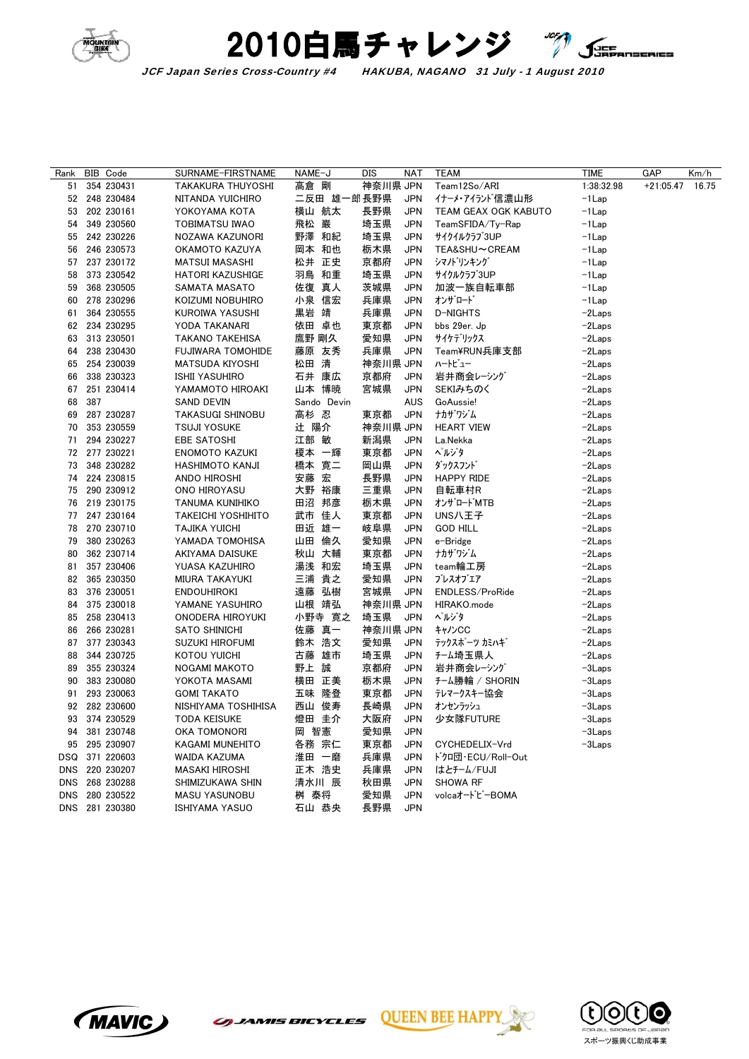# 2010白馬チャレンジ

*JCF Japan Series Cross-Country #4 HAKUBA, NAGANO 31 July - 1 August 2010*

| Rank | BIB | Code | SURNAME-FIRSTNAME | NAME-J | DIS | NAT | TEAM | TIME | GAP | Km/h |
|---|---|---|---|---|---|---|---|---|---|---|
| 51 | 354 | 230431 | TAKAKURA THUYOSHI | 高倉 剛 | 神奈川県 | JPN | Team12So/ARI | 1:38:32.98 | +21:05.47 | 16.75 |
| 52 | 248 | 230484 | NITANDA YUICHIRO | 二反田 雄一郎 | 長野県 | JPN | ｲﾅｰﾒ･ｱｲﾗﾝﾄﾞ信濃山形 | -1Lap | | |
| 53 | 202 | 230161 | YOKOYAMA KOTA | 横山 航太 | 長野県 | JPN | TEAM GEAX OGK KABUTO | -1Lap | | |
| 54 | 349 | 230560 | TOBIMATSU IWAO | 飛松 巌 | 埼玉県 | JPN | TeamSFIDA/Ty-Rap | -1Lap | | |
| 55 | 242 | 230226 | NOZAWA KAZUNORI | 野澤 和紀 | 埼玉県 | JPN | ｻｲｸﾙｸﾗﾌﾞ3UP | -1Lap | | |
| 56 | 246 | 230573 | OKAMOTO KAZUYA | 岡本 和也 | 栃木県 | JPN | TEA&SHU～CREAM | -1Lap | | |
| 57 | 237 | 230172 | MATSUI MASASHI | 松井 正史 | 京都府 | JPN | ｼﾏﾉﾄﾞﾘﾝｷﾝｸﾞ | -1Lap | | |
| 58 | 373 | 230542 | HATORI KAZUSHIGE | 羽鳥 和重 | 埼玉県 | JPN | ｻｲｸﾙｸﾗﾌﾞ3UP | -1Lap | | |
| 59 | 368 | 230505 | SAMATA MASATO | 佐俣 真人 | 茨城県 | JPN | 加波一族自転車部 | -1Lap | | |
| 60 | 278 | 230296 | KOIZUMI NOBUHIRO | 小泉 信宏 | 兵庫県 | JPN | ｵﾝｻﾞﾛｰﾄﾞ | -1Lap | | |
| 61 | 364 | 230555 | KUROIWA YASUSHI | 黒岩 靖 | 兵庫県 | JPN | D-NIGHTS | -2Laps | | |
| 62 | 234 | 230295 | YODA TAKANARI | 依田 卓也 | 東京都 | JPN | bbs 29er. Jp | -2Laps | | |
| 63 | 313 | 230501 | TAKANO TAKEHISA | 鷹野 剛久 | 愛知県 | JPN | ｻｲｹﾃﾞﾘｯｸｽ | -2Laps | | |
| 64 | 238 | 230430 | FUJIWARA TOMOHIDE | 藤原 友秀 | 兵庫県 | JPN | Team¥RUN兵庫支部 | -2Laps | | |
| 65 | 254 | 230039 | MATSUDA KIYOSHI | 松田 清 | 神奈川県 | JPN | ﾊｰﾄﾋﾞｭｰ | -2Laps | | |
| 66 | 338 | 230323 | ISHII YASUHIRO | 石井 康広 | 京都府 | JPN | 岩井商会ﾚｰｼﾝｸﾞ | -2Laps | | |
| 67 | 251 | 230414 | YAMAMOTO HIROAKI | 山本 博暁 | 宮城県 | JPN | SEKIみちのく | -2Laps | | |
| 68 | 387 | | SAND DEVIN | Sando Devin | | AUS | GoAussie! | -2Laps | | |
| 69 | 287 | 230287 | TAKASUGI SHINOBU | 高杉 忍 | 東京都 | JPN | ﾅｶｻﾞﾜｼﾞﾑ | -2Laps | | |
| 70 | 353 | 230559 | TSUJI YOSUKE | 辻 陽介 | 神奈川県 | JPN | HEART VIEW | -2Laps | | |
| 71 | 294 | 230227 | EBE SATOSHI | 江部 敏 | 新潟県 | JPN | La.Nekka | -2Laps | | |
| 72 | 277 | 230221 | ENOMOTO KAZUKI | 榎本 一輝 | 東京都 | JPN | ﾍﾟﾙｼﾞﾀ | -2Laps | | |
| 73 | 348 | 230282 | HASHIMOTO KANJI | 橋本 寛二 | 岡山県 | JPN | ﾀﾞｯｸｽﾌﾝﾄﾞ | -2Laps | | |
| 74 | 224 | 230815 | ANDO HIROSHI | 安藤 宏 | 長野県 | JPN | HAPPY RIDE | -2Laps | | |
| 75 | 290 | 230912 | ONO HIROYASU | 大野 裕康 | 三重県 | JPN | 自転車村R | -2Laps | | |
| 76 | 219 | 230175 | TANUMA KUNIHIKO | 田沼 邦彦 | 栃木県 | JPN | ｵﾝｻﾞﾛｰﾄﾞMTB | -2Laps | | |
| 77 | 247 | 230164 | TAKEICHI YOSHIHITO | 武市 佳人 | 東京都 | JPN | UNS八王子 | -2Laps | | |
| 78 | 270 | 230710 | TAJIKA YUICHI | 田近 雄一 | 岐阜県 | JPN | GOD HILL | -2Laps | | |
| 79 | 380 | 230263 | YAMADA TOMOHISA | 山田 倫久 | 愛知県 | JPN | e-Bridge | -2Laps | | |
| 80 | 362 | 230714 | AKIYAMA DAISUKE | 秋山 大輔 | 東京都 | JPN | ﾅｶｻﾞﾜｼﾞﾑ | -2Laps | | |
| 81 | 357 | 230406 | YUASA KAZUHIRO | 湯浅 和宏 | 埼玉県 | JPN | team輪工房 | -2Laps | | |
| 82 | 365 | 230350 | MIURA TAKAYUKI | 三浦 貴之 | 愛知県 | JPN | ﾌﾟﾚｽオブｴｱ | -2Laps | | |
| 83 | 376 | 230051 | ENDOUHIROKI | 遠藤 弘樹 | 宮城県 | JPN | ENDLESS/ProRide | -2Laps | | |
| 84 | 375 | 230018 | YAMANE YASUHIRO | 山根 靖弘 | 神奈川県 | JPN | HIRAKO.mode | -2Laps | | |
| 85 | 258 | 230413 | ONODERA HIROYUKI | 小野寺 寛之 | 埼玉県 | JPN | ﾍﾟﾙｼﾞﾀ | -2Laps | | |
| 86 | 266 | 230281 | SATO SHINICHI | 佐藤 真一 | 神奈川県 | JPN | ｷｬﾉﾝCC | -2Laps | | |
| 87 | 377 | 230343 | SUZUKI HIROFUMI | 鈴木 浩文 | 愛知県 | JPN | ﾃｯｸｽﾎﾟｰﾂ ｶﾐﾊｷﾞ | -2Laps | | |
| 88 | 344 | 230725 | KOTOU YUICHI | 古藤 雄市 | 埼玉県 | JPN | ﾁｰﾑ埼玉県人 | -2Laps | | |
| 89 | 355 | 230324 | NOGAMI MAKOTO | 野上 誠 | 京都府 | JPN | 岩井商会ﾚｰｼﾝｸﾞ | -3Laps | | |
| 90 | 383 | 230080 | YOKOTA MASAMI | 横田 正美 | 栃木県 | JPN | ﾁｰﾑ勝輪 / SHORIN | -3Laps | | |
| 91 | 293 | 230063 | GOMI TAKATO | 五味 隆登 | 東京都 | JPN | ﾃﾚﾏｰｸｽｷｰ協会 | -3Laps | | |
| 92 | 282 | 230600 | NISHIYAMA TOSHIHISA | 西山 俊寿 | 長崎県 | JPN | ｵﾝｾﾝﾗｯｼｭ | -3Laps | | |
| 93 | 374 | 230529 | TODA KEISUKE | 燈田 圭介 | 大阪府 | JPN | 少女隊FUTURE | -3Laps | | |
| 94 | 381 | 230748 | OKA TOMONORI | 岡 智憲 | 愛知県 | JPN | | -3Laps | | |
| 95 | 295 | 230907 | KAGAMI MUNEHITO | 各務 宗仁 | 東京都 | JPN | CYCHEDELIX-Vrd | -3Laps | | |
| DSQ | 371 | 220603 | WAIDA KAZUMA | 淮田 一磨 | 兵庫県 | JPN | ﾄﾞｸﾛ団･ECU/Roll-Out | | | |
| DNS | 220 | 230207 | MASAKI HIROSHI | 正木 浩史 | 兵庫県 | JPN | はとﾁｰﾑ/FUJI | | | |
| DNS | 268 | 230288 | SHIMIZUKAWA SHIN | 清水川 辰 | 秋田県 | JPN | SHOWA RF | | | |
| DNS | 280 | 230522 | MASU YASUNOBU | 桝 泰将 | 愛知県 | JPN | volcaｵｰﾄﾋﾞｰBOMA | | | |
| DNS | 281 | 230380 | ISHIYAMA YASUO | 石山 恭央 | 長野県 | JPN | | | | |

スポーツ振興くじ助成事業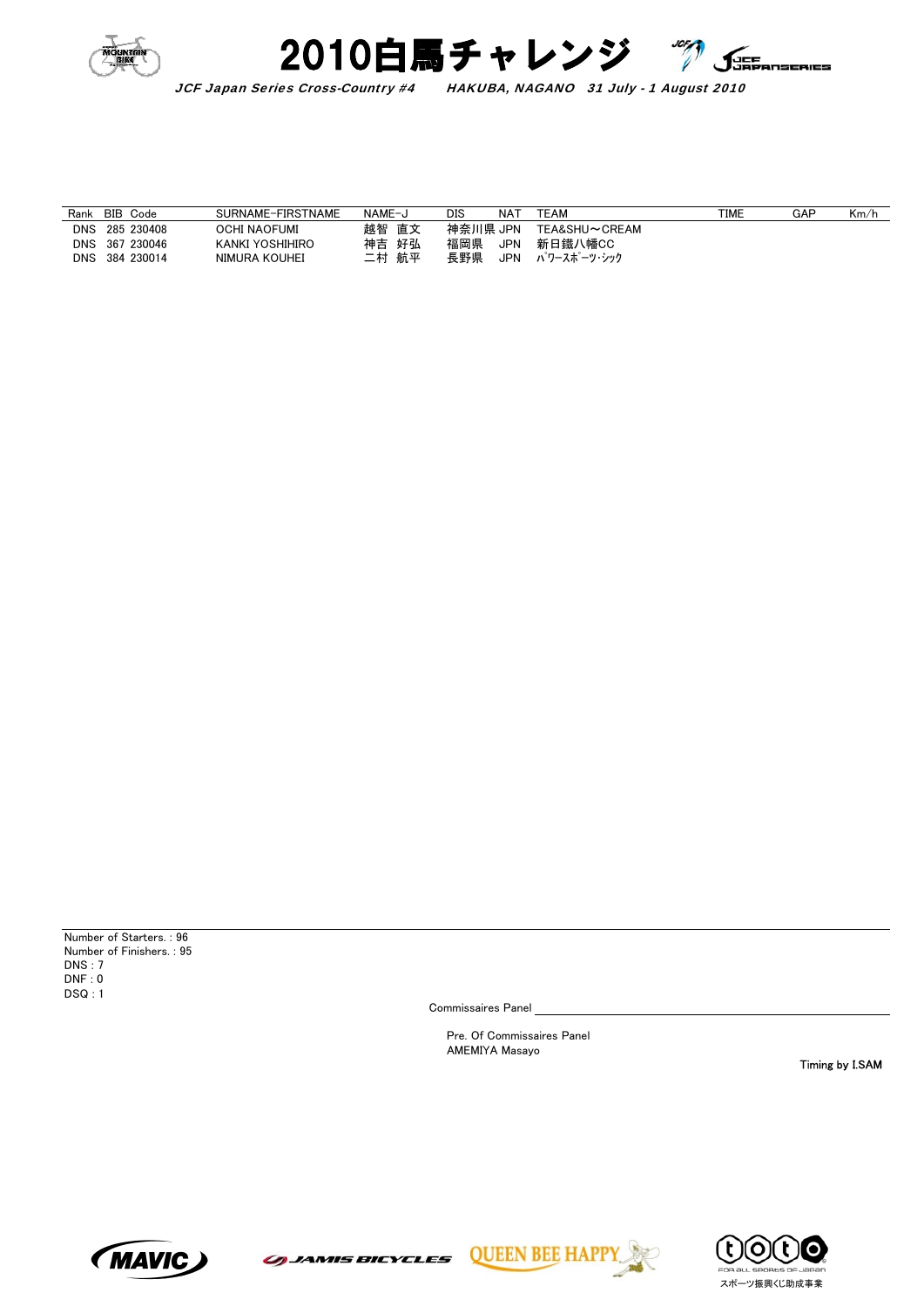# 2010白馬チャレンジ

*JCF Japan Series Cross-Country #4 HAKUBA, NAGANO 31 July - 1 August 2010*

| Rank | BIB | Code | SURNAME-FIRSTNAME | NAME-J | DIS | NAT | TEAM | TIME | GAP | Km/h |
|---|---|---|---|---|---|---|---|---|---|---|
| DNS | 285 | 230408 | OCHI NAOFUMI | 越智 直文 | 神奈川県 | JPN | TEA&SHU～CREAM | | | |
| DNS | 367 | 230046 | KANKI YOSHIHIRO | 神吉 好弘 | 福岡県 | JPN | 新日鐵八幡CC | | | |
| DNS | 384 | 230014 | NIMURA KOUHEI | 二村 航平 | 長野県 | JPN | ﾊﾟﾜｰｽﾎﾟｰﾂ･ｼｯｸ | | | |

Number of Starters. : 96
Number of Finishers. : 95
DNS : 7
DNF : 0
DSQ : 1

Commissaires Panel

Pre. Of Commissaires Panel
AMEMIYA Masayo

Timing by I.SAM

MAVIC JAMIS BICYCLES QUEEN BEE HAPPY toto FOR ALL SPORTS OF JAPAN スポーツ振興くじ助成事業